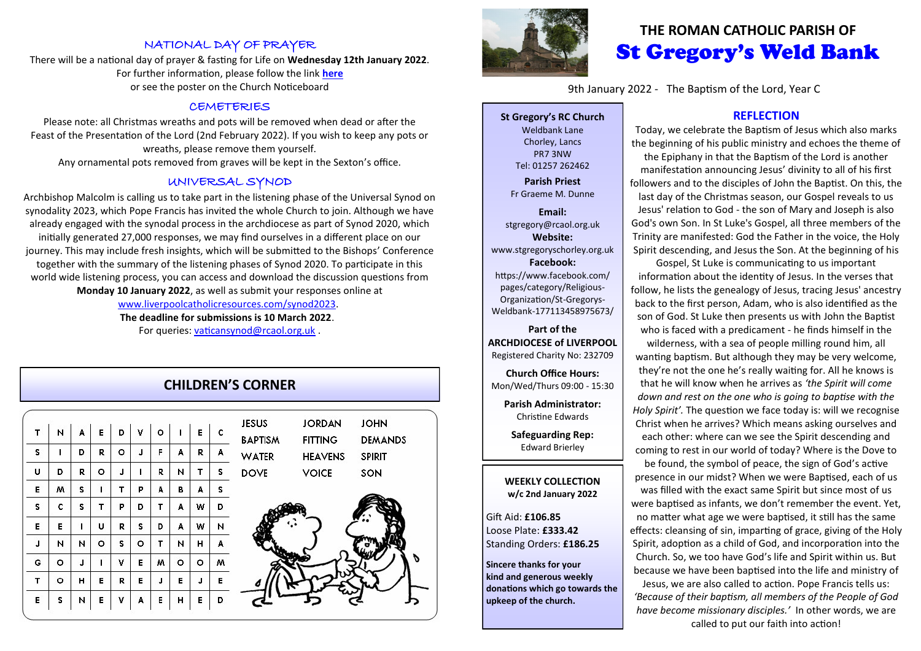# THE ROMAN CATHOLIC PARISH OF
# St Gregory's Weld Bank

9th January 2022 - The Baptism of the Lord, Year C

## NATIONAL DAY OF PRAYER

There will be a national day of prayer & fasting for Life on **Wednesday 12th January 2022**. For further information, please follow the link **here** or see the poster on the Church Noticeboard

## CEMETERIES

Please note: all Christmas wreaths and pots will be removed when dead or after the Feast of the Presentation of the Lord (2nd February 2022). If you wish to keep any pots or wreaths, please remove them yourself.

Any ornamental pots removed from graves will be kept in the Sexton's office.

## UNIVERSAL SYNOD

Archbishop Malcolm is calling us to take part in the listening phase of the Universal Synod on synodality 2023, which Pope Francis has invited the whole Church to join. Although we have already engaged with the synodal process in the archdiocese as part of Synod 2020, which initially generated 27,000 responses, we may find ourselves in a different place on our journey. This may include fresh insights, which will be submitted to the Bishops' Conference together with the summary of the listening phases of Synod 2020. To participate in this world wide listening process, you can access and download the discussion questions from **Monday 10 January 2022**, as well as submit your responses online at www.liverpoolcatholicresources.com/synod2023.

**The deadline for submissions is 10 March 2022**.

For queries: vaticansynod@rcaol.org.uk .

## CHILDREN'S CORNER

| | | | | | | | | | |
|---|---|---|---|---|---|---|---|---|---|
| T | N | A | E | D | V | O | I | E | C |
| S | I | D | R | O | J | F | A | R | A |
| U | D | R | O | J | I | R | N | T | S |
| E | M | S | I | T | P | A | B | A | S |
| S | C | S | T | P | D | T | A | W | D |
| E | E | I | U | R | S | D | A | W | N |
| J | N | N | O | S | O | T | N | H | A |
| G | O | J | I | V | E | M | O | O | M |
| T | O | H | E | R | E | J | E | J | E |
| E | S | N | E | V | A | E | H | E | D |

| | | |
|---|---|---|
| JESUS | JORDAN | JOHN |
| BAPTISM | FITTING | DEMANDS |
| WATER | HEAVENS | SPIRIT |
| DOVE | VOICE | SON |

**St Gregory's RC Church**
Weldbank Lane
Chorley, Lancs
PR7 3NW
Tel: 01257 262462

**Parish Priest**
Fr Graeme M. Dunne

**Email:**
stgregory@rcaol.org.uk

**Website:**
www.stgregoryschorley.org.uk

**Facebook:**
https://www.facebook.com/pages/category/Religious-Organization/St-Gregorys-Weldbank-177113458975673/

**Part of the ARCHDIOCESE of LIVERPOOL**
Registered Charity No: 232709

**Church Office Hours:**
Mon/Wed/Thurs 09:00 - 15:30

**Parish Administrator:**
Christine Edwards

**Safeguarding Rep:**
Edward Brierley

**WEEKLY COLLECTION**
**w/c 2nd January 2022**

Gift Aid: **£106.85**
Loose Plate: **£333.42**
Standing Orders: **£186.25**

**Sincere thanks for your kind and generous weekly donations which go towards the upkeep of the church.**

## REFLECTION

Today, we celebrate the Baptism of Jesus which also marks the beginning of his public ministry and echoes the theme of the Epiphany in that the Baptism of the Lord is another manifestation announcing Jesus' divinity to all of his first followers and to the disciples of John the Baptist. On this, the last day of the Christmas season, our Gospel reveals to us Jesus' relation to God - the son of Mary and Joseph is also God's own Son. In St Luke's Gospel, all three members of the Trinity are manifested: God the Father in the voice, the Holy Spirit descending, and Jesus the Son. At the beginning of his Gospel, St Luke is communicating to us important information about the identity of Jesus. In the verses that follow, he lists the genealogy of Jesus, tracing Jesus' ancestry back to the first person, Adam, who is also identified as the son of God. St Luke then presents us with John the Baptist who is faced with a predicament - he finds himself in the wilderness, with a sea of people milling round him, all wanting baptism. But although they may be very welcome, they're not the one he's really waiting for. All he knows is that he will know when he arrives as *'the Spirit will come down and rest on the one who is going to baptise with the Holy Spirit'.* The question we face today is: will we recognise Christ when he arrives? Which means asking ourselves and each other: where can we see the Spirit descending and coming to rest in our world of today? Where is the Dove to be found, the symbol of peace, the sign of God's active presence in our midst? When we were Baptised, each of us was filled with the exact same Spirit but since most of us were baptised as infants, we don't remember the event. Yet, no matter what age we were baptised, it still has the same effects: cleansing of sin, imparting of grace, giving of the Holy Spirit, adoption as a child of God, and incorporation into the Church. So, we too have God's life and Spirit within us. But because we have been baptised into the life and ministry of Jesus, we are also called to action. Pope Francis tells us: *'Because of their baptism, all members of the People of God have become missionary disciples.'* In other words, we are called to put our faith into action!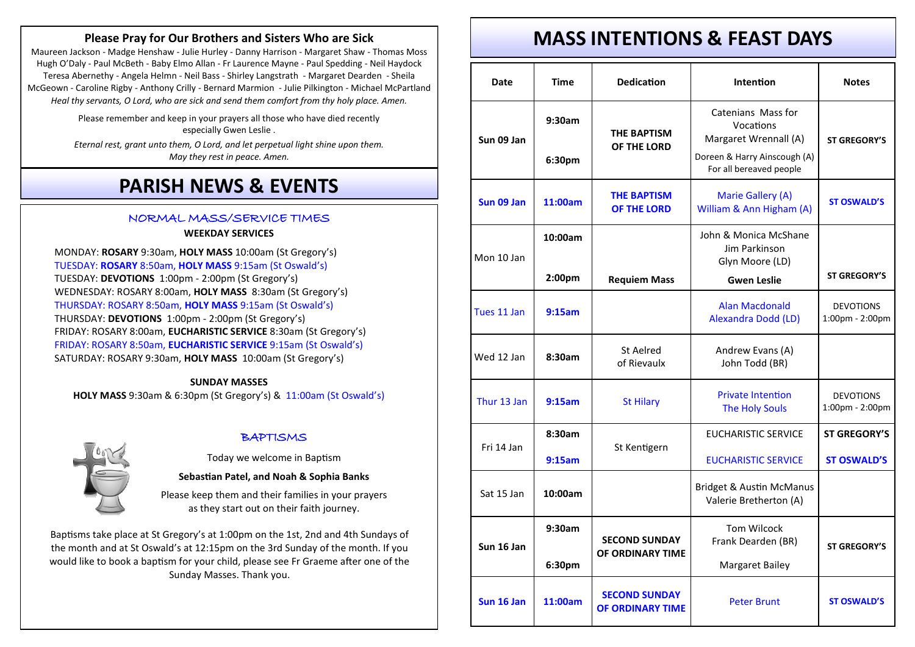## Please Pray for Our Brothers and Sisters Who are Sick

Maureen Jackson - Madge Henshaw - Julie Hurley - Danny Harrison - Margaret Shaw - Thomas Moss Hugh O'Daly - Paul McBeth - Baby Elmo Allan - Fr Laurence Mayne - Paul Spedding - Neil Haydock Teresa Abernethy - Angela Helmn - Neil Bass - Shirley Langstrath - Margaret Dearden - Sheila McGeown - Caroline Rigby - Anthony Crilly - Bernard Marmion - Julie Pilkington - Michael McPartland

*Heal thy servants, O Lord, who are sick and send them comfort from thy holy place. Amen.*

Please remember and keep in your prayers all those who died recently especially Gwen Leslie .

*Eternal rest, grant unto them, O Lord, and let perpetual light shine upon them. May they rest in peace. Amen.*

# PARISH NEWS & EVENTS

### NORMAL MASS/SERVICE TIMES

**WEEKDAY SERVICES**

MONDAY: **ROSARY** 9:30am, **HOLY MASS** 10:00am (St Gregory's)
TUESDAY: **ROSARY** 8:50am, **HOLY MASS** 9:15am (St Oswald's)
TUESDAY: **DEVOTIONS** 1:00pm - 2:00pm (St Gregory's)
WEDNESDAY: ROSARY 8:00am, **HOLY MASS** 8:30am (St Gregory's)
THURSDAY: ROSARY 8:50am, **HOLY MASS** 9:15am (St Oswald's)
THURSDAY: **DEVOTIONS** 1:00pm - 2:00pm (St Gregory's)
FRIDAY: ROSARY 8:00am, **EUCHARISTIC SERVICE** 8:30am (St Gregory's)
FRIDAY: ROSARY 8:50am, **EUCHARISTIC SERVICE** 9:15am (St Oswald's)
SATURDAY: ROSARY 9:30am, **HOLY MASS** 10:00am (St Gregory's)

**SUNDAY MASSES**

**HOLY MASS** 9:30am & 6:30pm (St Gregory's) & 11:00am (St Oswald's)

### BAPTISMS

Today we welcome in Baptism

**Sebastian Patel, and Noah & Sophia Banks**

Please keep them and their families in your prayers as they start out on their faith journey.

Baptisms take place at St Gregory's at 1:00pm on the 1st, 2nd and 4th Sundays of the month and at St Oswald's at 12:15pm on the 3rd Sunday of the month. If you would like to book a baptism for your child, please see Fr Graeme after one of the Sunday Masses. Thank you.

# MASS INTENTIONS & FEAST DAYS

| Date | Time | Dedication | Intention | Notes |
|---|---|---|---|---|
| **Sun 09 Jan** | **9:30am** | **THE BAPTISM OF THE LORD** | Catenians Mass for Vocations<br>Margaret Wrennall (A) | **ST GREGORY'S** |
| | **6:30pm** | | Doreen & Harry Ainscough (A)<br>For all bereaved people | |
| **Sun 09 Jan** | **11:00am** | **THE BAPTISM OF THE LORD** | Marie Gallery (A)<br>William & Ann Higham (A) | **ST OSWALD'S** |
| Mon 10 Jan | **10:00am** | | John & Monica McShane<br>Jim Parkinson<br>Glyn Moore (LD) | **ST GREGORY'S** |
| | **2:00pm** | **Requiem Mass** | **Gwen Leslie** | |
| Tues 11 Jan | **9:15am** | | Alan Macdonald<br>Alexandra Dodd (LD) | DEVOTIONS 1:00pm - 2:00pm |
| Wed 12 Jan | **8:30am** | St Aelred of Rievaulx | Andrew Evans (A)<br>John Todd (BR) | |
| Thur 13 Jan | **9:15am** | St Hilary | Private Intention<br>The Holy Souls | DEVOTIONS 1:00pm - 2:00pm |
| Fri 14 Jan | **8:30am** | St Kentigern | EUCHARISTIC SERVICE | **ST GREGORY'S** |
| | **9:15am** | | EUCHARISTIC SERVICE | **ST OSWALD'S** |
| Sat 15 Jan | **10:00am** | | Bridget & Austin McManus<br>Valerie Bretherton (A) | |
| **Sun 16 Jan** | **9:30am** | **SECOND SUNDAY OF ORDINARY TIME** | Tom Wilcock<br>Frank Dearden (BR) | **ST GREGORY'S** |
| | **6:30pm** | | Margaret Bailey | |
| **Sun 16 Jan** | **11:00am** | **SECOND SUNDAY OF ORDINARY TIME** | Peter Brunt | **ST OSWALD'S** |